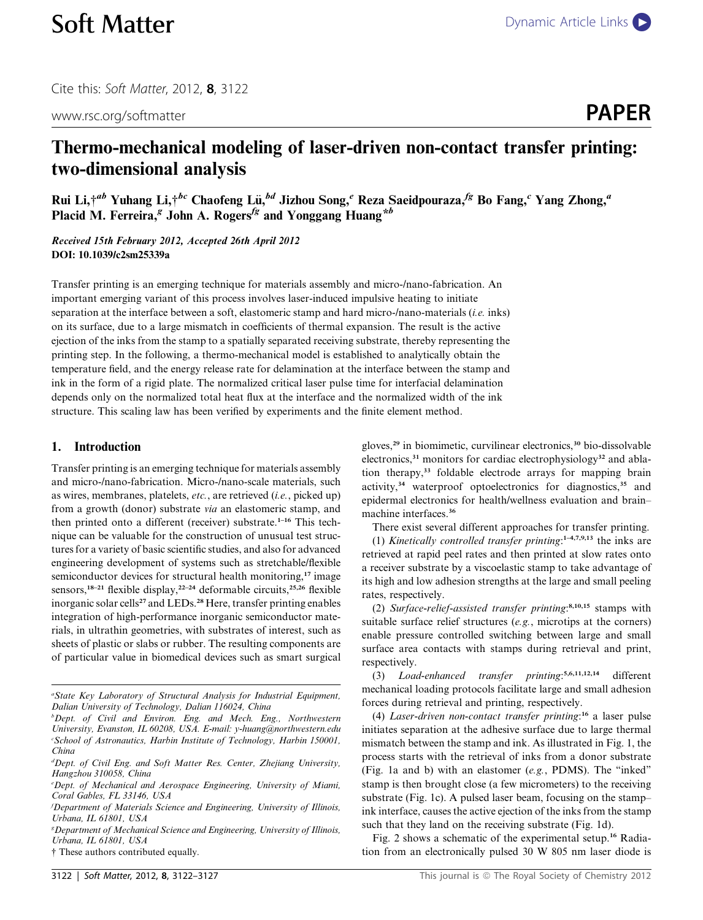Cite this: *Soft Matter*, 2012, **8**, 3122

www.rsc.org/softmatter

**PAPER**

# Thermo-mechanical modeling of laser-driven non-contact transfer printing: two-dimensional analysis

**Rui Li,†[ab] Yuhang Li,†[bc] Chaofeng Lü,[bd] Jizhou Song,[e] Reza Saeidpouraza,[fg] Bo Fang,[c] Yang Zhong,[a] Placid M. Ferreira,[g] John A. Rogers[fg] and Yonggang Huang*[b]**

*Received 15th February 2012, Accepted 26th April 2012*
**DOI: 10.1039/c2sm25339a**

Transfer printing is an emerging technique for materials assembly and micro-/nano-fabrication. An important emerging variant of this process involves laser-induced impulsive heating to initiate separation at the interface between a soft, elastomeric stamp and hard micro-/nano-materials (*i.e.* inks) on its surface, due to a large mismatch in coefficients of thermal expansion. The result is the active ejection of the inks from the stamp to a spatially separated receiving substrate, thereby representing the printing step. In the following, a thermo-mechanical model is established to analytically obtain the temperature field, and the energy release rate for delamination at the interface between the stamp and ink in the form of a rigid plate. The normalized critical laser pulse time for interfacial delamination depends only on the normalized total heat flux at the interface and the normalized width of the ink structure. This scaling law has been verified by experiments and the finite element method.

## 1. Introduction

Transfer printing is an emerging technique for materials assembly and micro-/nano-fabrication. Micro-/nano-scale materials, such as wires, membranes, platelets, *etc.*, are retrieved (*i.e.*, picked up) from a growth (donor) substrate *via* an elastomeric stamp, and then printed onto a different (receiver) substrate.[1–16] This technique can be valuable for the construction of unusual test structures for a variety of basic scientific studies, and also for advanced engineering development of systems such as stretchable/flexible semiconductor devices for structural health monitoring,[17] image sensors,[18–21] flexible display,[22–24] deformable circuits,[25,26] flexible inorganic solar cells[27] and LEDs.[28] Here, transfer printing enables integration of high-performance inorganic semiconductor materials, in ultrathin geometries, with substrates of interest, such as sheets of plastic or slabs or rubber. The resulting components are of particular value in biomedical devices such as smart surgical gloves,[29] in biomimetic, curvilinear electronics,[30] bio-dissolvable electronics,[31] monitors for cardiac electrophysiology[32] and ablation therapy,[33] foldable electrode arrays for mapping brain activity,[34] waterproof optoelectronics for diagnostics,[35] and epidermal electronics for health/wellness evaluation and brain–machine interfaces.[36]

There exist several different approaches for transfer printing.

(1) *Kinetically controlled transfer printing*:[1–4,7,9,13] the inks are retrieved at rapid peel rates and then printed at slow rates onto a receiver substrate by a viscoelastic stamp to take advantage of its high and low adhesion strengths at the large and small peeling rates, respectively.

(2) *Surface-relief-assisted transfer printing*:[8,10,15] stamps with suitable surface relief structures (*e.g.*, microtips at the corners) enable pressure controlled switching between large and small surface area contacts with stamps during retrieval and print, respectively.

(3) *Load-enhanced transfer printing*:[5,6,11,12,14] different mechanical loading protocols facilitate large and small adhesion forces during retrieval and printing, respectively.

(4) *Laser-driven non-contact transfer printing*:[16] a laser pulse initiates separation at the adhesive surface due to large thermal mismatch between the stamp and ink. As illustrated in Fig. 1, the process starts with the retrieval of inks from a donor substrate (Fig. 1a and b) with an elastomer (*e.g.*, PDMS). The "inked" stamp is then brought close (a few micrometers) to the receiving substrate (Fig. 1c). A pulsed laser beam, focusing on the stamp–ink interface, causes the active ejection of the inks from the stamp such that they land on the receiving substrate (Fig. 1d).

Fig. 2 shows a schematic of the experimental setup.[16] Radiation from an electronically pulsed 30 W 805 nm laser diode is

---

[a] State Key Laboratory of Structural Analysis for Industrial Equipment, Dalian University of Technology, Dalian 116024, China

[b] Dept. of Civil and Environ. Eng. and Mech. Eng., Northwestern University, Evanston, IL 60208, USA. E-mail: y-huang@northwestern.edu

[c] School of Astronautics, Harbin Institute of Technology, Harbin 150001, China

[d] Dept. of Civil Eng. and Soft Matter Res. Center, Zhejiang University, Hangzhou 310058, China

[e] Dept. of Mechanical and Aerospace Engineering, University of Miami, Coral Gables, FL 33146, USA

[f] Department of Materials Science and Engineering, University of Illinois, Urbana, IL 61801, USA

[g] Department of Mechanical Science and Engineering, University of Illinois, Urbana, IL 61801, USA

† These authors contributed equally.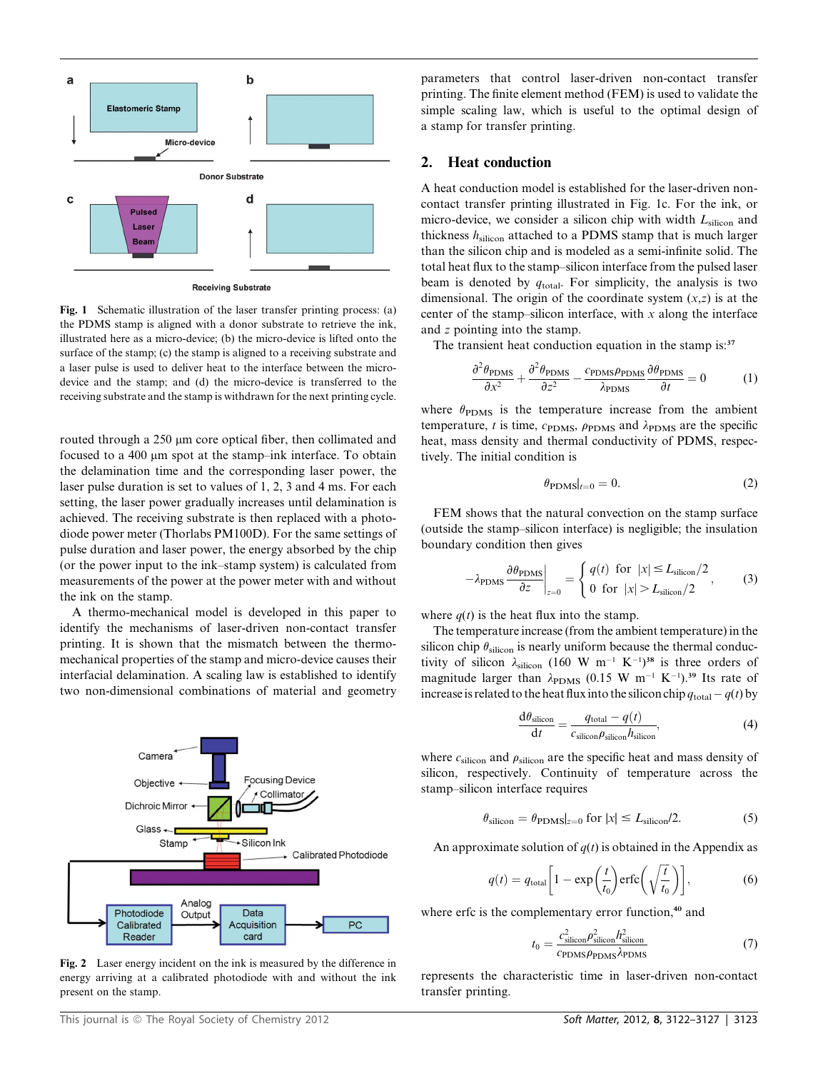Fig. 1 Schematic illustration of the laser transfer printing process: (a) the PDMS stamp is aligned with a donor substrate to retrieve the ink, illustrated here as a micro-device; (b) the micro-device is lifted onto the surface of the stamp; (c) the stamp is aligned to a receiving substrate and a laser pulse is used to deliver heat to the interface between the micro-device and the stamp; and (d) the micro-device is transferred to the receiving substrate and the stamp is withdrawn for the next printing cycle.

routed through a 250 μm core optical fiber, then collimated and focused to a 400 μm spot at the stamp–ink interface. To obtain the delamination time and the corresponding laser power, the laser pulse duration is set to values of 1, 2, 3 and 4 ms. For each setting, the laser power gradually increases until delamination is achieved. The receiving substrate is then replaced with a photodiode power meter (Thorlabs PM100D). For the same settings of pulse duration and laser power, the energy absorbed by the chip (or the power input to the ink–stamp system) is calculated from measurements of the power at the power meter with and without the ink on the stamp.

A thermo-mechanical model is developed in this paper to identify the mechanisms of laser-driven non-contact transfer printing. It is shown that the mismatch between the thermo-mechanical properties of the stamp and micro-device causes their interfacial delamination. A scaling law is established to identify two non-dimensional combinations of material and geometry parameters that control laser-driven non-contact transfer printing. The finite element method (FEM) is used to validate the simple scaling law, which is useful to the optimal design of a stamp for transfer printing.

Fig. 2 Laser energy incident on the ink is measured by the difference in energy arriving at a calibrated photodiode with and without the ink present on the stamp.

## 2. Heat conduction

A heat conduction model is established for the laser-driven non-contact transfer printing illustrated in Fig. 1c. For the ink, or micro-device, we consider a silicon chip with width $L_{\text{silicon}}$ and thickness $h_{\text{silicon}}$ attached to a PDMS stamp that is much larger than the silicon chip and is modeled as a semi-infinite solid. The total heat flux to the stamp–silicon interface from the pulsed laser beam is denoted by $q_{\text{total}}$. For simplicity, the analysis is two dimensional. The origin of the coordinate system $(x,z)$ is at the center of the stamp–silicon interface, with $x$ along the interface and $z$ pointing into the stamp.

The transient heat conduction equation in the stamp is:[37]

$$\frac{\partial^2 \theta_{\text{PDMS}}}{\partial x^2} + \frac{\partial^2 \theta_{\text{PDMS}}}{\partial z^2} - \frac{c_{\text{PDMS}}\rho_{\text{PDMS}}}{\lambda_{\text{PDMS}}}\frac{\partial \theta_{\text{PDMS}}}{\partial t} = 0 \tag{1}$$

where $\theta_{\text{PDMS}}$ is the temperature increase from the ambient temperature, $t$ is time, $c_{\text{PDMS}}$, $\rho_{\text{PDMS}}$ and $\lambda_{\text{PDMS}}$ are the specific heat, mass density and thermal conductivity of PDMS, respectively. The initial condition is

$$\theta_{\text{PDMS}}|_{t=0} = 0. \tag{2}$$

FEM shows that the natural convection on the stamp surface (outside the stamp–silicon interface) is negligible; the insulation boundary condition then gives

$$-\lambda_{\text{PDMS}} \left.\frac{\partial \theta_{\text{PDMS}}}{\partial z}\right|_{z=0} = \begin{cases} q(t) & \text{for } |x| \leq L_{\text{silicon}}/2 \\ 0 & \text{for } |x| > L_{\text{silicon}}/2 \end{cases}, \tag{3}$$

where $q(t)$ is the heat flux into the stamp.

The temperature increase (from the ambient temperature) in the silicon chip $\theta_{\text{silicon}}$ is nearly uniform because the thermal conductivity of silicon $\lambda_{\text{silicon}}$ (160 W m$^{-1}$ K$^{-1}$)[38] is three orders of magnitude larger than $\lambda_{\text{PDMS}}$ (0.15 W m$^{-1}$ K$^{-1}$).[39] Its rate of increase is related to the heat flux into the silicon chip $q_{\text{total}} - q(t)$ by

$$\frac{\mathrm{d}\theta_{\text{silicon}}}{\mathrm{d}t} = \frac{q_{\text{total}} - q(t)}{c_{\text{silicon}}\rho_{\text{silicon}}h_{\text{silicon}}}, \tag{4}$$

where $c_{\text{silicon}}$ and $\rho_{\text{silicon}}$ are the specific heat and mass density of silicon, respectively. Continuity of temperature across the stamp–silicon interface requires

$$\theta_{\text{silicon}} = \theta_{\text{PDMS}}|_{z=0} \text{ for } |x| \leq L_{\text{silicon}}/2. \tag{5}$$

An approximate solution of $q(t)$ is obtained in the Appendix as

$$q(t) = q_{\text{total}}\left[1 - \exp\left(\frac{t}{t_0}\right)\operatorname{erfc}\left(\sqrt{\frac{t}{t_0}}\right)\right], \tag{6}$$

where erfc is the complementary error function,[40] and

$$t_0 = \frac{c_{\text{silicon}}^2 \rho_{\text{silicon}}^2 h_{\text{silicon}}^2}{c_{\text{PDMS}}\rho_{\text{PDMS}}\lambda_{\text{PDMS}}} \tag{7}$$

represents the characteristic time in laser-driven non-contact transfer printing.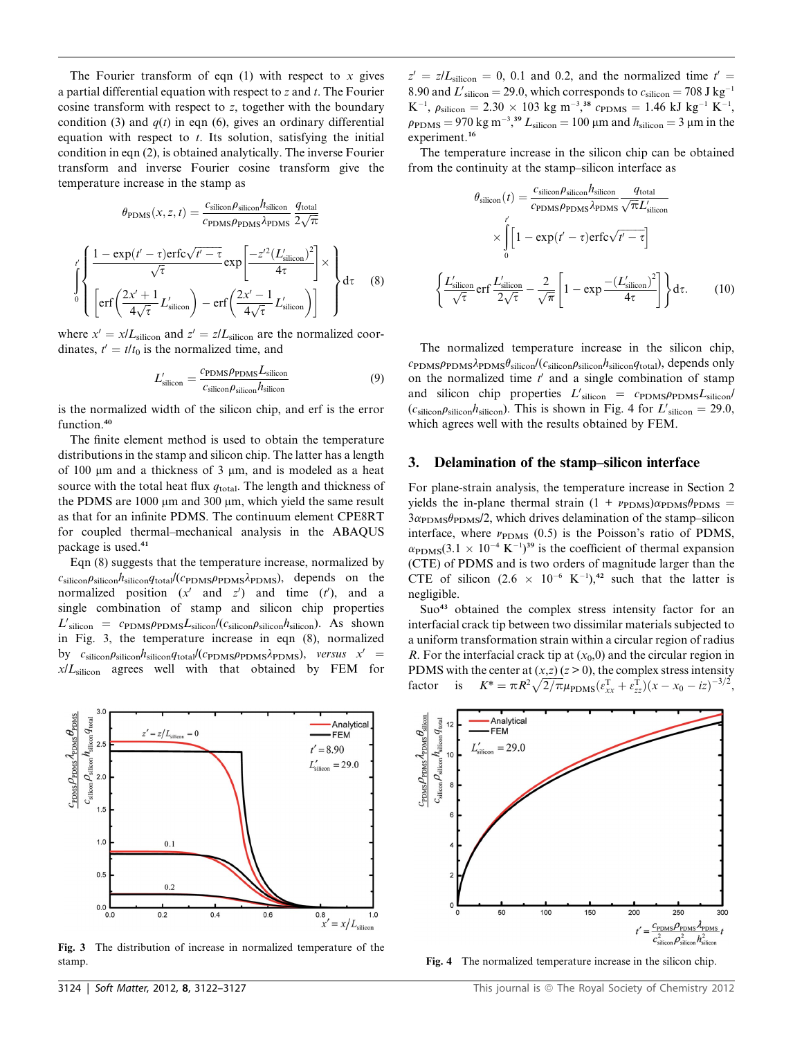The Fourier transform of eqn (1) with respect to $x$ gives a partial differential equation with respect to $z$ and $t$. The Fourier cosine transform with respect to $z$, together with the boundary condition (3) and $q(t)$ in eqn (6), gives an ordinary differential equation with respect to $t$. Its solution, satisfying the initial condition in eqn (2), is obtained analytically. The inverse Fourier transform and inverse Fourier cosine transform give the temperature increase in the stamp as

$$\theta_{\rm PDMS}(x,z,t) = \frac{c_{\rm silicon}\rho_{\rm silicon}h_{\rm silicon}}{c_{\rm PDMS}\rho_{\rm PDMS}\lambda_{\rm PDMS}}\frac{q_{\rm total}}{2\sqrt{\pi}} \int_0^{t'} \left\{ \begin{array}{l} \dfrac{1-\exp(t'-\tau)\,{\rm erfc}\sqrt{t'-\tau}}{\sqrt{\tau}}\exp\left[\dfrac{-z'^2(L'_{\rm silicon})^2}{4\tau}\right]\times \\ \left[{\rm erf}\left(\dfrac{2x'+1}{4\sqrt{\tau}}L'_{\rm silicon}\right) - {\rm erf}\left(\dfrac{2x'-1}{4\sqrt{\tau}}L'_{\rm silicon}\right)\right] \end{array} \right\} {\rm d}\tau \quad (8)$$

where $x' = x/L_{\rm silicon}$ and $z' = z/L_{\rm silicon}$ are the normalized coordinates, $t' = t/t_0$ is the normalized time, and

$$L'_{\rm silicon} = \frac{c_{\rm PDMS}\rho_{\rm PDMS}L_{\rm silicon}}{c_{\rm silicon}\rho_{\rm silicon}h_{\rm silicon}} \quad (9)$$

is the normalized width of the silicon chip, and erf is the error function.[40]

The finite element method is used to obtain the temperature distributions in the stamp and silicon chip. The latter has a length of 100 μm and a thickness of 3 μm, and is modeled as a heat source with the total heat flux $q_{\rm total}$. The length and thickness of the PDMS are 1000 μm and 300 μm, which yield the same result as that for an infinite PDMS. The continuum element CPE8RT for coupled thermal–mechanical analysis in the ABAQUS package is used.[41]

Eqn (8) suggests that the temperature increase, normalized by $c_{\rm silicon}\rho_{\rm silicon}h_{\rm silicon}q_{\rm total}/(c_{\rm PDMS}\rho_{\rm PDMS}\lambda_{\rm PDMS})$, depends on the normalized position ($x'$ and $z'$) and time ($t'$), and a single combination of stamp and silicon chip properties $L'_{\rm silicon} = c_{\rm PDMS}\rho_{\rm PDMS}L_{\rm silicon}/(c_{\rm silicon}\rho_{\rm silicon}h_{\rm silicon})$. As shown in Fig. 3, the temperature increase in eqn (8), normalized by $c_{\rm silicon}\rho_{\rm silicon}h_{\rm silicon}q_{\rm total}/(c_{\rm PDMS}\rho_{\rm PDMS}\lambda_{\rm PDMS})$, *versus* $x' = x/L_{\rm silicon}$ agrees well with that obtained by FEM for $z' = z/L_{\rm silicon} = 0$, 0.1 and 0.2, and the normalized time $t' = 8.90$ and $L'_{\rm silicon} = 29.0$, which corresponds to $c_{\rm silicon} = 708$ J kg$^{-1}$ K$^{-1}$, $\rho_{\rm silicon} = 2.30 \times 103$ kg m$^{-3}$,[38] $c_{\rm PDMS} = 1.46$ kJ kg$^{-1}$ K$^{-1}$, $\rho_{\rm PDMS} = 970$ kg m$^{-3}$,[39] $L_{\rm silicon} = 100$ μm and $h_{\rm silicon} = 3$ μm in the experiment.[16]

Fig. 3 The distribution of increase in normalized temperature of the stamp.

The temperature increase in the silicon chip can be obtained from the continuity at the stamp–silicon interface as

$$\theta_{\rm silicon}(t) = \frac{c_{\rm silicon}\rho_{\rm silicon}h_{\rm silicon}}{c_{\rm PDMS}\rho_{\rm PDMS}\lambda_{\rm PDMS}}\frac{q_{\rm total}}{\sqrt{\pi}L'_{\rm silicon}} \times \int_0^{t'}\left[1-\exp(t'-\tau)\,{\rm erfc}\sqrt{t'-\tau}\right] \left\{\frac{L'_{\rm silicon}}{\sqrt{\tau}}{\rm erf}\frac{L'_{\rm silicon}}{2\sqrt{\tau}} - \frac{2}{\sqrt{\pi}}\left[1-\exp\frac{-(L'_{\rm silicon})^2}{4\tau}\right]\right\}{\rm d}\tau. \quad (10)$$

The normalized temperature increase in the silicon chip, $c_{\rm PDMS}\rho_{\rm PDMS}\lambda_{\rm PDMS}\theta_{\rm silicon}/(c_{\rm silicon}\rho_{\rm silicon}h_{\rm silicon}q_{\rm total})$, depends only on the normalized time $t'$ and a single combination of stamp and silicon chip properties $L'_{\rm silicon} = c_{\rm PDMS}\rho_{\rm PDMS}L_{\rm silicon}/(c_{\rm silicon}\rho_{\rm silicon}h_{\rm silicon})$. This is shown in Fig. 4 for $L'_{\rm silicon} = 29.0$, which agrees well with the results obtained by FEM.

## 3. Delamination of the stamp–silicon interface

For plane-strain analysis, the temperature increase in Section 2 yields the in-plane thermal strain $(1 + \nu_{\rm PDMS})\alpha_{\rm PDMS}\theta_{\rm PDMS} = 3\alpha_{\rm PDMS}\theta_{\rm PDMS}/2$, which drives delamination of the stamp–silicon interface, where $\nu_{\rm PDMS}$ (0.5) is the Poisson's ratio of PDMS, $\alpha_{\rm PDMS}(3.1 \times 10^{-4}$ K$^{-1}$)[39] is the coefficient of thermal expansion (CTE) of PDMS and is two orders of magnitude larger than the CTE of silicon ($2.6 \times 10^{-6}$ K$^{-1}$),[42] such that the latter is negligible.

Suo[43] obtained the complex stress intensity factor for an interfacial crack tip between two dissimilar materials subjected to a uniform transformation strain within a circular region of radius $R$. For the interfacial crack tip at $(x_0,0)$ and the circular region in PDMS with the center at $(x,z)$ ($z > 0$), the complex stress intensity factor is $K^* = \pi R^2\sqrt{2/\pi}\mu_{\rm PDMS}(\varepsilon^{\rm T}_{xx} + \varepsilon^{\rm T}_{zz})(x - x_0 - iz)^{-3/2}$,

Fig. 4 The normalized temperature increase in the silicon chip.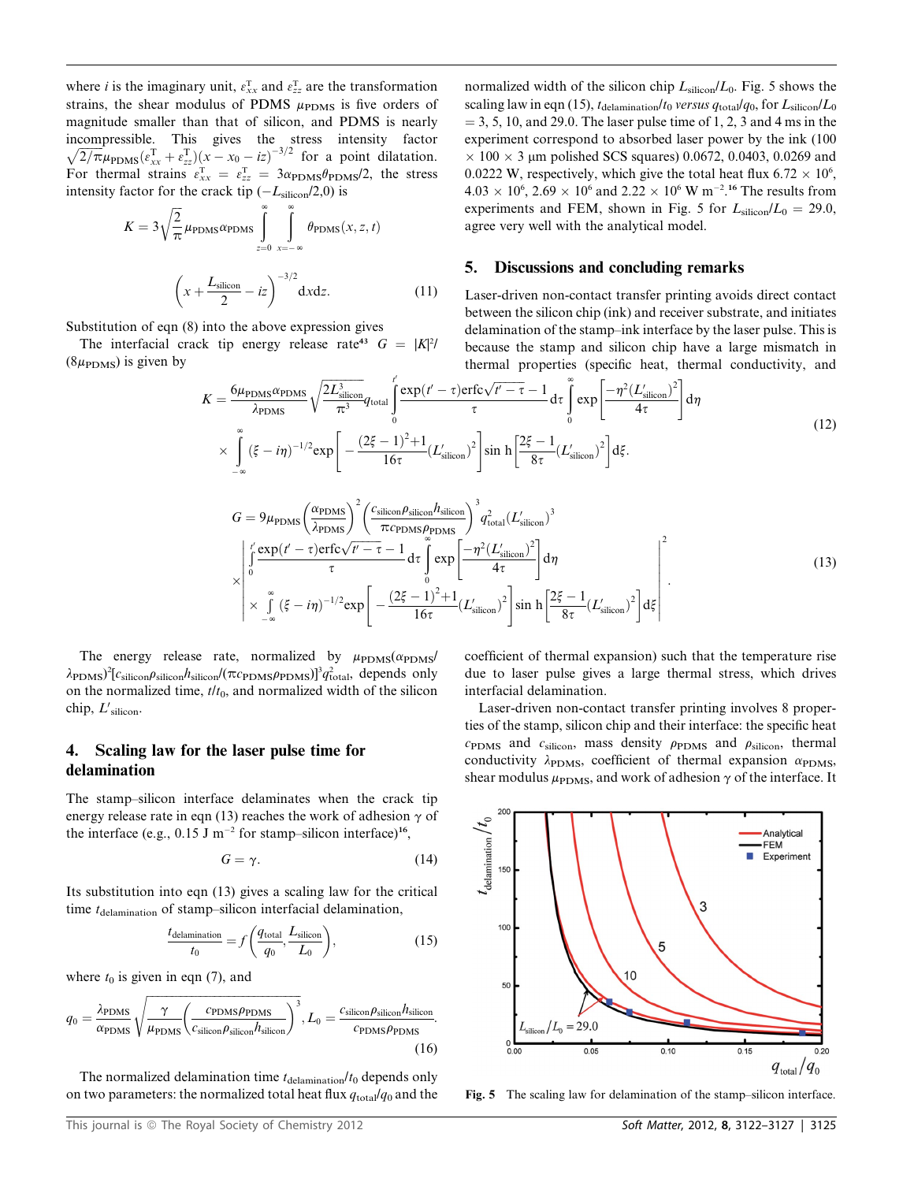where $i$ is the imaginary unit, $\varepsilon_{xx}^{\mathrm{T}}$ and $\varepsilon_{zz}^{\mathrm{T}}$ are the transformation strains, the shear modulus of PDMS $\mu_{\mathrm{PDMS}}$ is five orders of magnitude smaller than that of silicon, and PDMS is nearly incompressible. This gives the stress intensity factor $\sqrt{2/\pi}\mu_{\mathrm{PDMS}}(\varepsilon_{xx}^{\mathrm{T}}+\varepsilon_{zz}^{\mathrm{T}})(x-x_0-iz)^{-3/2}$ for a point dilatation. For thermal strains $\varepsilon_{xx}^{\mathrm{T}}=\varepsilon_{zz}^{\mathrm{T}}=3\alpha_{\mathrm{PDMS}}\theta_{\mathrm{PDMS}}/2$, the stress intensity factor for the crack tip $(-L_{\mathrm{silicon}}/2,0)$ is

$$K=3\sqrt{\frac{2}{\pi}}\mu_{\mathrm{PDMS}}\alpha_{\mathrm{PDMS}}\int_{z=0}^{\infty}\int_{x=-\infty}^{\infty}\theta_{\mathrm{PDMS}}(x,z,t)\left(x+\frac{L_{\mathrm{silicon}}}{2}-iz\right)^{-3/2}\mathrm{d}x\mathrm{d}z. \quad (11)$$

Substitution of eqn (8) into the above expression gives

$$K=\frac{6\mu_{\mathrm{PDMS}}\alpha_{\mathrm{PDMS}}}{\lambda_{\mathrm{PDMS}}}\sqrt{\frac{2L_{\mathrm{silicon}}^3}{\pi^3}}q_{\mathrm{total}}\int_0^{t'}\frac{\exp(t'-\tau)\mathrm{erfc}\sqrt{t'-\tau}-1}{\tau}\mathrm{d}\tau\int_0^{\infty}\exp\left[\frac{-\eta^2(L'_{\mathrm{silicon}})^2}{4\tau}\right]\mathrm{d}\eta \times\int_{-\infty}^{\infty}(\xi-i\eta)^{-1/2}\exp\left[-\frac{(2\xi-1)^2+1}{16\tau}(L'_{\mathrm{silicon}})^2\right]\sinh\left[\frac{2\xi-1}{8\tau}(L'_{\mathrm{silicon}})^2\right]\mathrm{d}\xi. \quad (12)$$

The interfacial crack tip energy release rate[43] $G=|K|^2/(8\mu_{\mathrm{PDMS}})$ is given by

$$G=9\mu_{\mathrm{PDMS}}\left(\frac{\alpha_{\mathrm{PDMS}}}{\lambda_{\mathrm{PDMS}}}\right)^2\left(\frac{c_{\mathrm{silicon}}\rho_{\mathrm{silicon}}h_{\mathrm{silicon}}}{\pi c_{\mathrm{PDMS}}\rho_{\mathrm{PDMS}}}\right)^3 q_{\mathrm{total}}^2(L'_{\mathrm{silicon}})^3 \times\left|\int_0^{t'}\frac{\exp(t'-\tau)\mathrm{erfc}\sqrt{t'-\tau}-1}{\tau}\mathrm{d}\tau\int_0^{\infty}\exp\left[\frac{-\eta^2(L'_{\mathrm{silicon}})^2}{4\tau}\right]\mathrm{d}\eta \times\int_{-\infty}^{\infty}(\xi-i\eta)^{-1/2}\exp\left[-\frac{(2\xi-1)^2+1}{16\tau}(L'_{\mathrm{silicon}})^2\right]\sinh\left[\frac{2\xi-1}{8\tau}(L'_{\mathrm{silicon}})^2\right]\mathrm{d}\xi\right|^2. \quad (13)$$

The energy release rate, normalized by $\mu_{\mathrm{PDMS}}(\alpha_{\mathrm{PDMS}}/\lambda_{\mathrm{PDMS}})^2[c_{\mathrm{silicon}}\rho_{\mathrm{silicon}}h_{\mathrm{silicon}}/(\pi c_{\mathrm{PDMS}}\rho_{\mathrm{PDMS}})]^3q_{\mathrm{total}}^2$, depends only on the normalized time, $t/t_0$, and normalized width of the silicon chip, $L'_{\mathrm{silicon}}$.

## 4. Scaling law for the laser pulse time for delamination

The stamp–silicon interface delaminates when the crack tip energy release rate in eqn (13) reaches the work of adhesion $\gamma$ of the interface (e.g., 0.15 J m$^{-2}$ for stamp–silicon interface)[16],

$$G=\gamma. \quad (14)$$

Its substitution into eqn (13) gives a scaling law for the critical time $t_{\mathrm{delamination}}$ of stamp–silicon interfacial delamination,

$$\frac{t_{\mathrm{delamination}}}{t_0}=f\left(\frac{q_{\mathrm{total}}}{q_0},\frac{L_{\mathrm{silicon}}}{L_0}\right), \quad (15)$$

where $t_0$ is given in eqn (7), and

$$q_0=\frac{\lambda_{\mathrm{PDMS}}}{\alpha_{\mathrm{PDMS}}}\sqrt{\frac{\gamma}{\mu_{\mathrm{PDMS}}}\left(\frac{c_{\mathrm{PDMS}}\rho_{\mathrm{PDMS}}}{c_{\mathrm{silicon}}\rho_{\mathrm{silicon}}h_{\mathrm{silicon}}}\right)^3},\quad L_0=\frac{c_{\mathrm{silicon}}\rho_{\mathrm{silicon}}h_{\mathrm{silicon}}}{c_{\mathrm{PDMS}}\rho_{\mathrm{PDMS}}}. \quad (16)$$

The normalized delamination time $t_{\mathrm{delamination}}/t_0$ depends only on two parameters: the normalized total heat flux $q_{\mathrm{total}}/q_0$ and the normalized width of the silicon chip $L_{\mathrm{silicon}}/L_0$. Fig. 5 shows the scaling law in eqn (15), $t_{\mathrm{delamination}}/t_0$ *versus* $q_{\mathrm{total}}/q_0$, for $L_{\mathrm{silicon}}/L_0$ = 3, 5, 10, and 29.0. The laser pulse time of 1, 2, 3 and 4 ms in the experiment correspond to absorbed laser power by the ink (100 × 100 × 3 μm polished SCS squares) 0.0672, 0.0403, 0.0269 and 0.0222 W, respectively, which give the total heat flux 6.72 × 10$^6$, 4.03 × 10$^6$, 2.69 × 10$^6$ and 2.22 × 10$^6$ W m$^{-2}$.[16] The results from experiments and FEM, shown in Fig. 5 for $L_{\mathrm{silicon}}/L_0$ = 29.0, agree very well with the analytical model.

## 5. Discussions and concluding remarks

Laser-driven non-contact transfer printing avoids direct contact between the silicon chip (ink) and receiver substrate, and initiates delamination of the stamp–ink interface by the laser pulse. This is because the stamp and silicon chip have a large mismatch in thermal properties (specific heat, thermal conductivity, and coefficient of thermal expansion) such that the temperature rise due to laser pulse gives a large thermal stress, which drives interfacial delamination.

Laser-driven non-contact transfer printing involves 8 properties of the stamp, silicon chip and their interface: the specific heat $c_{\mathrm{PDMS}}$ and $c_{\mathrm{silicon}}$, mass density $\rho_{\mathrm{PDMS}}$ and $\rho_{\mathrm{silicon}}$, thermal conductivity $\lambda_{\mathrm{PDMS}}$, coefficient of thermal expansion $\alpha_{\mathrm{PDMS}}$, shear modulus $\mu_{\mathrm{PDMS}}$, and work of adhesion $\gamma$ of the interface. It

Fig. 5 The scaling law for delamination of the stamp–silicon interface.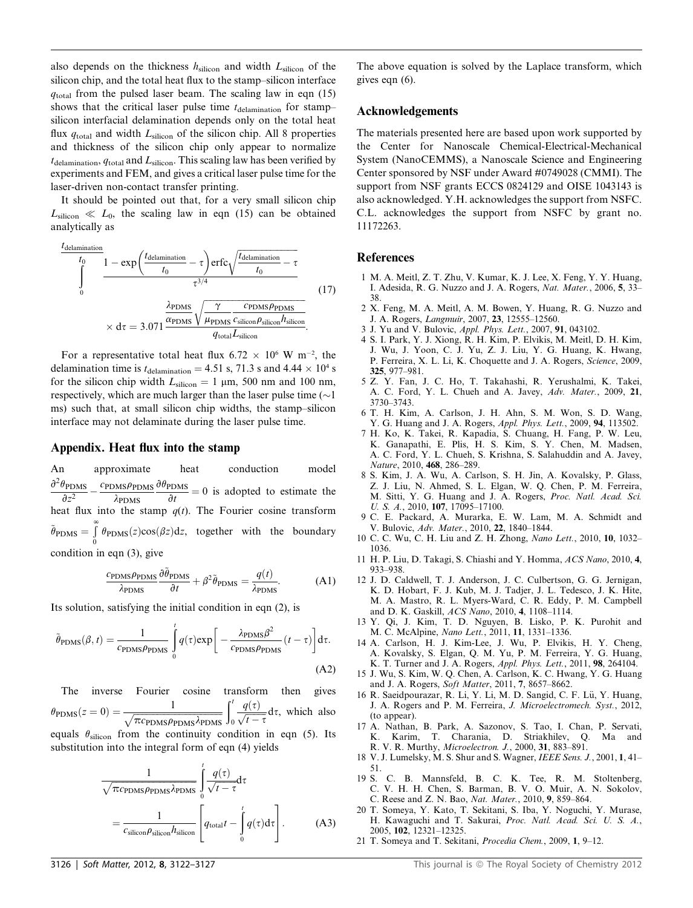also depends on the thickness $h_{\text{silicon}}$ and width $L_{\text{silicon}}$ of the silicon chip, and the total heat flux to the stamp–silicon interface $q_{\text{total}}$ from the pulsed laser beam. The scaling law in eqn (15) shows that the critical laser pulse time $t_{\text{delamination}}$ for stamp–silicon interfacial delamination depends only on the total heat flux $q_{\text{total}}$ and width $L_{\text{silicon}}$ of the silicon chip. All 8 properties and thickness of the silicon chip only appear to normalize $t_{\text{delamination}}$, $q_{\text{total}}$ and $L_{\text{silicon}}$. This scaling law has been verified by experiments and FEM, and gives a critical laser pulse time for the laser-driven non-contact transfer printing.

It should be pointed out that, for a very small silicon chip $L_{\text{silicon}} \ll L_0$, the scaling law in eqn (15) can be obtained analytically as

$$\int_0^{\frac{t_{\text{delamination}}}{t_0}} \frac{1-\exp\left(\frac{t_{\text{delamination}}}{t_0}-\tau\right)\operatorname{erfc}\sqrt{\frac{t_{\text{delamination}}}{t_0}-\tau}}{\tau^{3/4}} \times \mathrm{d}\tau = 3.071\frac{\frac{\lambda_{\text{PDMS}}}{\alpha_{\text{PDMS}}}\sqrt{\frac{\gamma}{\mu_{\text{PDMS}}}\frac{c_{\text{PDMS}}\rho_{\text{PDMS}}}{c_{\text{silicon}}\rho_{\text{silicon}}h_{\text{silicon}}}}}{q_{\text{total}}L_{\text{silicon}}}. \tag{17}$$

For a representative total heat flux $6.72 \times 10^6$ W m$^{-2}$, the delamination time is $t_{\text{delamination}} = 4.51$ s, 71.3 s and $4.44 \times 10^4$ s for the silicon chip width $L_{\text{silicon}} = 1$ μm, 500 nm and 100 nm, respectively, which are much larger than the laser pulse time (~1 ms) such that, at small silicon chip widths, the stamp–silicon interface may not delaminate during the laser pulse time.

## Appendix. Heat flux into the stamp

An approximate heat conduction model $\frac{\partial^2\theta_{\text{PDMS}}}{\partial z^2} - \frac{c_{\text{PDMS}}\rho_{\text{PDMS}}}{\lambda_{\text{PDMS}}}\frac{\partial\theta_{\text{PDMS}}}{\partial t} = 0$ is adopted to estimate the heat flux into the stamp $q(t)$. The Fourier cosine transform $\tilde{\theta}_{\text{PDMS}} = \int_0^\infty \theta_{\text{PDMS}}(z)\cos(\beta z)\mathrm{d}z$, together with the boundary condition in eqn (3), give

$$\frac{c_{\text{PDMS}}\rho_{\text{PDMS}}}{\lambda_{\text{PDMS}}}\frac{\partial\tilde{\theta}_{\text{PDMS}}}{\partial t} + \beta^2\tilde{\theta}_{\text{PDMS}} = \frac{q(t)}{\lambda_{\text{PDMS}}}. \tag{A1}$$

Its solution, satisfying the initial condition in eqn (2), is

$$\tilde{\theta}_{\text{PDMS}}(\beta,t) = \frac{1}{c_{\text{PDMS}}\rho_{\text{PDMS}}}\int_0^t q(\tau)\exp\left[-\frac{\lambda_{\text{PDMS}}\beta^2}{c_{\text{PDMS}}\rho_{\text{PDMS}}}(t-\tau)\right]\mathrm{d}\tau. \tag{A2}$$

The inverse Fourier cosine transform then gives $\theta_{\text{PDMS}}(z=0) = \frac{1}{\sqrt{\pi c_{\text{PDMS}}\rho_{\text{PDMS}}\lambda_{\text{PDMS}}}}\int_0^t \frac{q(\tau)}{\sqrt{t-\tau}}\mathrm{d}\tau$, which also equals $\theta_{\text{silicon}}$ from the continuity condition in eqn (5). Its substitution into the integral form of eqn (4) yields

$$\frac{1}{\sqrt{\pi c_{\text{PDMS}}\rho_{\text{PDMS}}\lambda_{\text{PDMS}}}}\int_0^t \frac{q(\tau)}{\sqrt{t-\tau}}\mathrm{d}\tau = \frac{1}{c_{\text{silicon}}\rho_{\text{silicon}}h_{\text{silicon}}}\left[q_{\text{total}}t - \int_0^t q(\tau)\mathrm{d}\tau\right]. \tag{A3}$$

The above equation is solved by the Laplace transform, which gives eqn (6).

## Acknowledgements

The materials presented here are based upon work supported by the Center for Nanoscale Chemical-Electrical-Mechanical System (NanoCEMMS), a Nanoscale Science and Engineering Center sponsored by NSF under Award #0749028 (CMMI). The support from NSF grants ECCS 0824129 and OISE 1043143 is also acknowledged. Y.H. acknowledges the support from NSFC. C.L. acknowledges the support from NSFC by grant no. 11172263.

## References

1. M. A. Meitl, Z. T. Zhu, V. Kumar, K. J. Lee, X. Feng, Y. Y. Huang, I. Adesida, R. G. Nuzzo and J. A. Rogers, *Nat. Mater.*, 2006, **5**, 33–38.
2. X. Feng, M. A. Meitl, A. M. Bowen, Y. Huang, R. G. Nuzzo and J. A. Rogers, *Langmuir*, 2007, **23**, 12555–12560.
3. J. Yu and V. Bulovic, *Appl. Phys. Lett.*, 2007, **91**, 043102.
4. S. I. Park, Y. J. Xiong, R. H. Kim, P. Elvikis, M. Meitl, D. H. Kim, J. Wu, J. Yoon, C. J. Yu, Z. J. Liu, Y. G. Huang, K. Hwang, P. Ferreira, X. L. Li, K. Choquette and J. A. Rogers, *Science*, 2009, **325**, 977–981.
5. Z. Y. Fan, J. C. Ho, T. Takahashi, R. Yerushalmi, K. Takei, A. C. Ford, Y. L. Chueh and A. Javey, *Adv. Mater.*, 2009, **21**, 3730–3743.
6. T. H. Kim, A. Carlson, J. H. Ahn, S. M. Won, S. D. Wang, Y. G. Huang and J. A. Rogers, *Appl. Phys. Lett.*, 2009, **94**, 113502.
7. H. Ko, K. Takei, R. Kapadia, S. Chuang, H. Fang, P. W. Leu, K. Ganapathi, E. Plis, H. S. Kim, S. Y. Chen, M. Madsen, A. C. Ford, Y. L. Chueh, S. Krishna, S. Salahuddin and A. Javey, *Nature*, 2010, **468**, 286–289.
8. S. Kim, J. A. Wu, A. Carlson, S. H. Jin, A. Kovalsky, P. Glass, Z. J. Liu, N. Ahmed, S. L. Elgan, W. Q. Chen, P. M. Ferreira, M. Sitti, Y. G. Huang and J. A. Rogers, *Proc. Natl. Acad. Sci. U. S. A.*, 2010, **107**, 17095–17100.
9. C. E. Packard, A. Murarka, E. W. Lam, M. A. Schmidt and V. Bulovic, *Adv. Mater.*, 2010, **22**, 1840–1844.
10. C. C. Wu, C. H. Liu and Z. H. Zhong, *Nano Lett.*, 2010, **10**, 1032–1036.
11. H. P. Liu, D. Takagi, S. Chiashi and Y. Homma, *ACS Nano*, 2010, **4**, 933–938.
12. J. D. Caldwell, T. J. Anderson, J. C. Culbertson, G. G. Jernigan, K. D. Hobart, F. J. Kub, M. J. Tadjer, J. L. Tedesco, J. K. Hite, M. A. Mastro, R. L. Myers-Ward, C. R. Eddy, P. M. Campbell and D. K. Gaskill, *ACS Nano*, 2010, **4**, 1108–1114.
13. Y. Qi, J. Kim, T. D. Nguyen, B. Lisko, P. K. Purohit and M. C. McAlpine, *Nano Lett.*, 2011, **11**, 1331–1336.
14. A. Carlson, H. J. Kim-Lee, J. Wu, P. Elvikis, H. Y. Cheng, A. Kovalsky, S. Elgan, Q. M. Yu, P. M. Ferreira, Y. G. Huang, K. T. Turner and J. A. Rogers, *Appl. Phys. Lett.*, 2011, **98**, 264104.
15. J. Wu, S. Kim, W. Q. Chen, A. Carlson, K. C. Hwang, Y. G. Huang and J. A. Rogers, *Soft Matter*, 2011, **7**, 8657–8662.
16. R. Saeidpourazar, R. Li, Y. Li, M. D. Sangid, C. F. Lü, Y. Huang, J. A. Rogers and P. M. Ferreira, *J. Microelectromech. Syst.*, 2012, (to appear).
17. A. Nathan, B. Park, A. Sazonov, S. Tao, I. Chan, P. Servati, K. Karim, T. Charania, D. Striakhilev, Q. Ma and R. V. R. Murthy, *Microelectron. J.*, 2000, **31**, 883–891.
18. V. J. Lumelsky, M. S. Shur and S. Wagner, *IEEE Sens. J.*, 2001, **1**, 41–51.
19. S. C. B. Mannsfeld, B. C. K. Tee, R. M. Stoltenberg, C. V. H. H. Chen, S. Barman, B. V. O. Muir, A. N. Sokolov, C. Reese and Z. N. Bao, *Nat. Mater.*, 2010, **9**, 859–864.
20. T. Someya, Y. Kato, T. Sekitani, S. Iba, Y. Noguchi, Y. Murase, H. Kawaguchi and T. Sakurai, *Proc. Natl. Acad. Sci. U. S. A.*, 2005, **102**, 12321–12325.
21. T. Someya and T. Sekitani, *Procedia Chem.*, 2009, **1**, 9–12.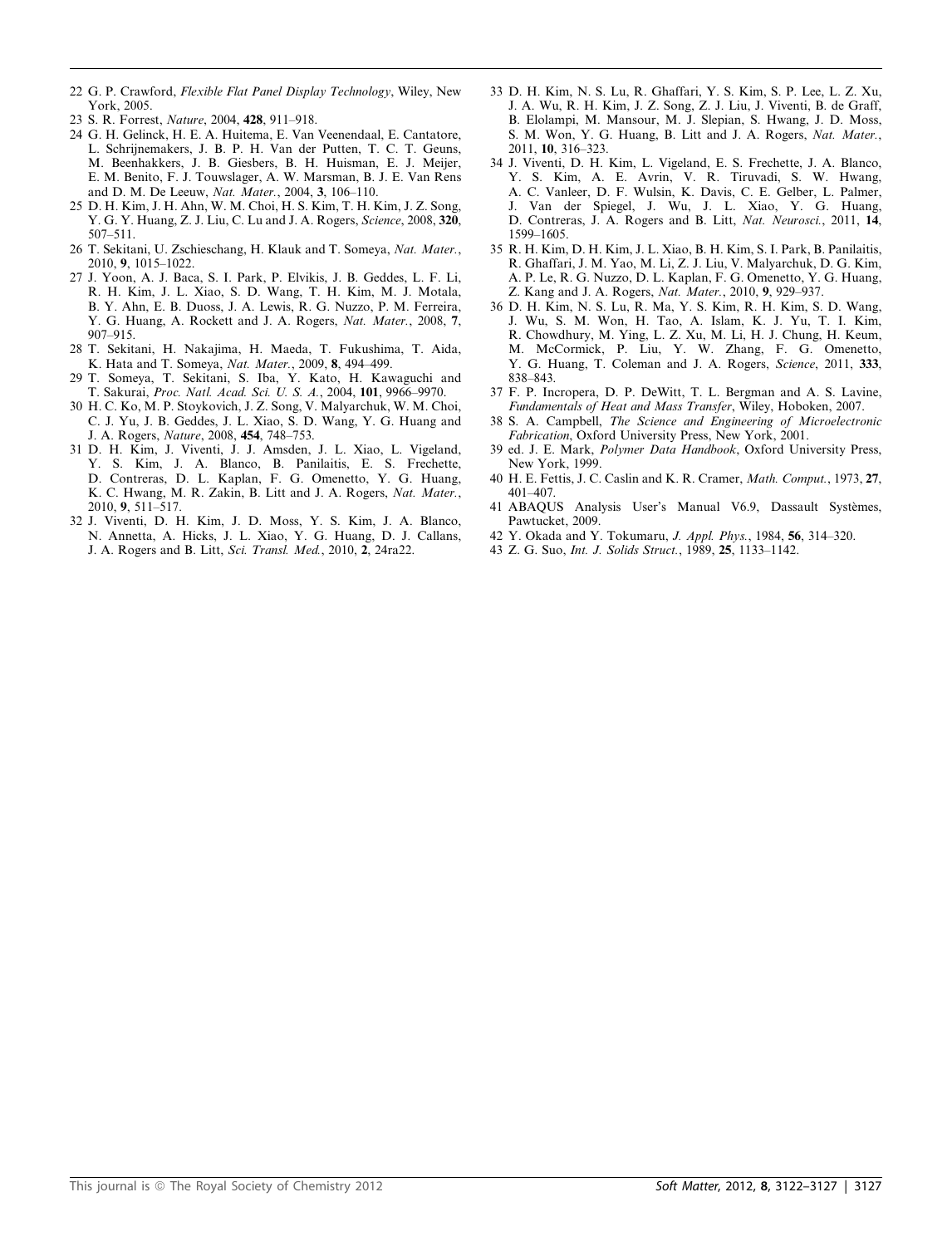22 G. P. Crawford, *Flexible Flat Panel Display Technology*, Wiley, New York, 2005.

23 S. R. Forrest, *Nature*, 2004, **428**, 911–918.

24 G. H. Gelinck, H. E. A. Huitema, E. Van Veenendaal, E. Cantatore, L. Schrijnemakers, J. B. P. H. Van der Putten, T. C. T. Geuns, M. Beenhakkers, J. B. Giesbers, B. H. Huisman, E. J. Meijer, E. M. Benito, F. J. Touwslager, A. W. Marsman, B. J. E. Van Rens and D. M. De Leeuw, *Nat. Mater.*, 2004, **3**, 106–110.

25 D. H. Kim, J. H. Ahn, W. M. Choi, H. S. Kim, T. H. Kim, J. Z. Song, Y. G. Y. Huang, Z. J. Liu, C. Lu and J. A. Rogers, *Science*, 2008, **320**, 507–511.

26 T. Sekitani, U. Zschieschang, H. Klauk and T. Someya, *Nat. Mater.*, 2010, **9**, 1015–1022.

27 J. Yoon, A. J. Baca, S. I. Park, P. Elvikis, J. B. Geddes, L. F. Li, R. H. Kim, J. L. Xiao, S. D. Wang, T. H. Kim, M. J. Motala, B. Y. Ahn, E. B. Duoss, J. A. Lewis, R. G. Nuzzo, P. M. Ferreira, Y. G. Huang, A. Rockett and J. A. Rogers, *Nat. Mater.*, 2008, **7**, 907–915.

28 T. Sekitani, H. Nakajima, H. Maeda, T. Fukushima, T. Aida, K. Hata and T. Someya, *Nat. Mater.*, 2009, **8**, 494–499.

29 T. Someya, T. Sekitani, S. Iba, Y. Kato, H. Kawaguchi and T. Sakurai, *Proc. Natl. Acad. Sci. U. S. A.*, 2004, **101**, 9966–9970.

30 H. C. Ko, M. P. Stoykovich, J. Z. Song, V. Malyarchuk, W. M. Choi, C. J. Yu, J. B. Geddes, J. L. Xiao, S. D. Wang, Y. G. Huang and J. A. Rogers, *Nature*, 2008, **454**, 748–753.

31 D. H. Kim, J. Viventi, J. J. Amsden, J. L. Xiao, L. Vigeland, Y. S. Kim, J. A. Blanco, B. Panilaitis, E. S. Frechette, D. Contreras, D. L. Kaplan, F. G. Omenetto, Y. G. Huang, K. C. Hwang, M. R. Zakin, B. Litt and J. A. Rogers, *Nat. Mater.*, 2010, **9**, 511–517.

32 J. Viventi, D. H. Kim, J. D. Moss, Y. S. Kim, J. A. Blanco, N. Annetta, A. Hicks, J. L. Xiao, Y. G. Huang, D. J. Callans, J. A. Rogers and B. Litt, *Sci. Transl. Med.*, 2010, **2**, 24ra22.

33 D. H. Kim, N. S. Lu, R. Ghaffari, Y. S. Kim, S. P. Lee, L. Z. Xu, J. A. Wu, R. H. Kim, J. Z. Song, Z. J. Liu, J. Viventi, B. de Graff, B. Elolampi, M. Mansour, M. J. Slepian, S. Hwang, J. D. Moss, S. M. Won, Y. G. Huang, B. Litt and J. A. Rogers, *Nat. Mater.*, 2011, **10**, 316–323.

34 J. Viventi, D. H. Kim, L. Vigeland, E. S. Frechette, J. A. Blanco, Y. S. Kim, A. E. Avrin, V. R. Tiruvadi, S. W. Hwang, A. C. Vanleer, D. F. Wulsin, K. Davis, C. E. Gelber, L. Palmer, J. Van der Spiegel, J. Wu, J. L. Xiao, Y. G. Huang, D. Contreras, J. A. Rogers and B. Litt, *Nat. Neurosci.*, 2011, **14**, 1599–1605.

35 R. H. Kim, D. H. Kim, J. L. Xiao, B. H. Kim, S. I. Park, B. Panilaitis, R. Ghaffari, J. M. Yao, M. Li, Z. J. Liu, V. Malyarchuk, D. G. Kim, A. P. Le, R. G. Nuzzo, D. L. Kaplan, F. G. Omenetto, Y. G. Huang, Z. Kang and J. A. Rogers, *Nat. Mater.*, 2010, **9**, 929–937.

36 D. H. Kim, N. S. Lu, R. Ma, Y. S. Kim, R. H. Kim, S. D. Wang, J. Wu, S. M. Won, H. Tao, A. Islam, K. J. Yu, T. I. Kim, R. Chowdhury, M. Ying, L. Z. Xu, M. Li, H. J. Chung, H. Keum, M. McCormick, P. Liu, Y. W. Zhang, F. G. Omenetto, Y. G. Huang, T. Coleman and J. A. Rogers, *Science*, 2011, **333**, 838–843.

37 F. P. Incropera, D. P. DeWitt, T. L. Bergman and A. S. Lavine, *Fundamentals of Heat and Mass Transfer*, Wiley, Hoboken, 2007.

38 S. A. Campbell, *The Science and Engineering of Microelectronic Fabrication*, Oxford University Press, New York, 2001.

39 ed. J. E. Mark, *Polymer Data Handbook*, Oxford University Press, New York, 1999.

40 H. E. Fettis, J. C. Caslin and K. R. Cramer, *Math. Comput.*, 1973, **27**, 401–407.

41 ABAQUS Analysis User's Manual V6.9, Dassault Systèmes, Pawtucket, 2009.

42 Y. Okada and Y. Tokumaru, *J. Appl. Phys.*, 1984, **56**, 314–320.

43 Z. G. Suo, *Int. J. Solids Struct.*, 1989, **25**, 1133–1142.